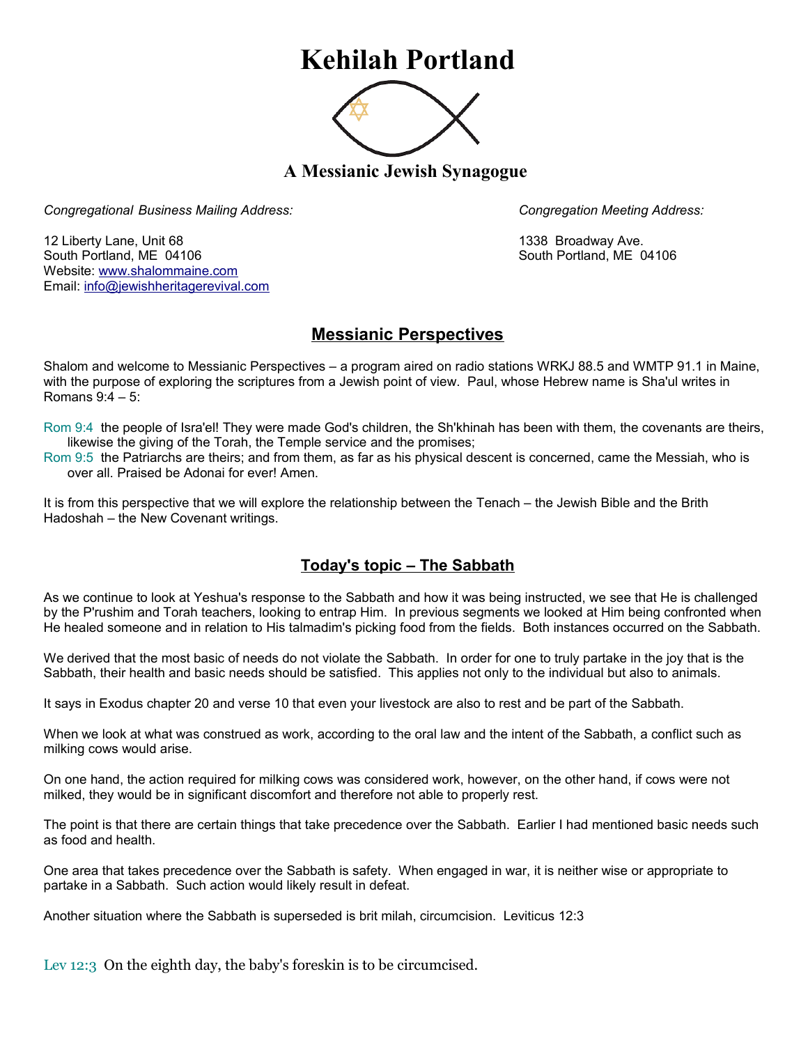# Kehilah Portland

**A Messianic Jewish Synagogue**

*Congregational Business Mailing Address:*

12 Liberty Lane, Unit 68
South Portland, ME 04106
Website: www.shalommaine.com
Email: info@jewishheritagerevival.com

*Congregation Meeting Address:*

1338 Broadway Ave.
South Portland, ME 04106

## Messianic Perspectives

Shalom and welcome to Messianic Perspectives – a program aired on radio stations WRKJ 88.5 and WMTP 91.1 in Maine, with the purpose of exploring the scriptures from a Jewish point of view. Paul, whose Hebrew name is Sha'ul writes in Romans 9:4 – 5:

Rom 9:4 the people of Isra'el! They were made God's children, the Sh'khinah has been with them, the covenants are theirs, likewise the giving of the Torah, the Temple service and the promises;
Rom 9:5 the Patriarchs are theirs; and from them, as far as his physical descent is concerned, came the Messiah, who is over all. Praised be Adonai for ever! Amen.

It is from this perspective that we will explore the relationship between the Tenach – the Jewish Bible and the Brith Hadoshah – the New Covenant writings.

## Today's topic – The Sabbath

As we continue to look at Yeshua's response to the Sabbath and how it was being instructed, we see that He is challenged by the P'rushim and Torah teachers, looking to entrap Him. In previous segments we looked at Him being confronted when He healed someone and in relation to His talmadim's picking food from the fields. Both instances occurred on the Sabbath.

We derived that the most basic of needs do not violate the Sabbath. In order for one to truly partake in the joy that is the Sabbath, their health and basic needs should be satisfied. This applies not only to the individual but also to animals.

It says in Exodus chapter 20 and verse 10 that even your livestock are also to rest and be part of the Sabbath.

When we look at what was construed as work, according to the oral law and the intent of the Sabbath, a conflict such as milking cows would arise.

On one hand, the action required for milking cows was considered work, however, on the other hand, if cows were not milked, they would be in significant discomfort and therefore not able to properly rest.

The point is that there are certain things that take precedence over the Sabbath. Earlier I had mentioned basic needs such as food and health.

One area that takes precedence over the Sabbath is safety. When engaged in war, it is neither wise or appropriate to partake in a Sabbath. Such action would likely result in defeat.

Another situation where the Sabbath is superseded is brit milah, circumcision. Leviticus 12:3

Lev 12:3 On the eighth day, the baby's foreskin is to be circumcised.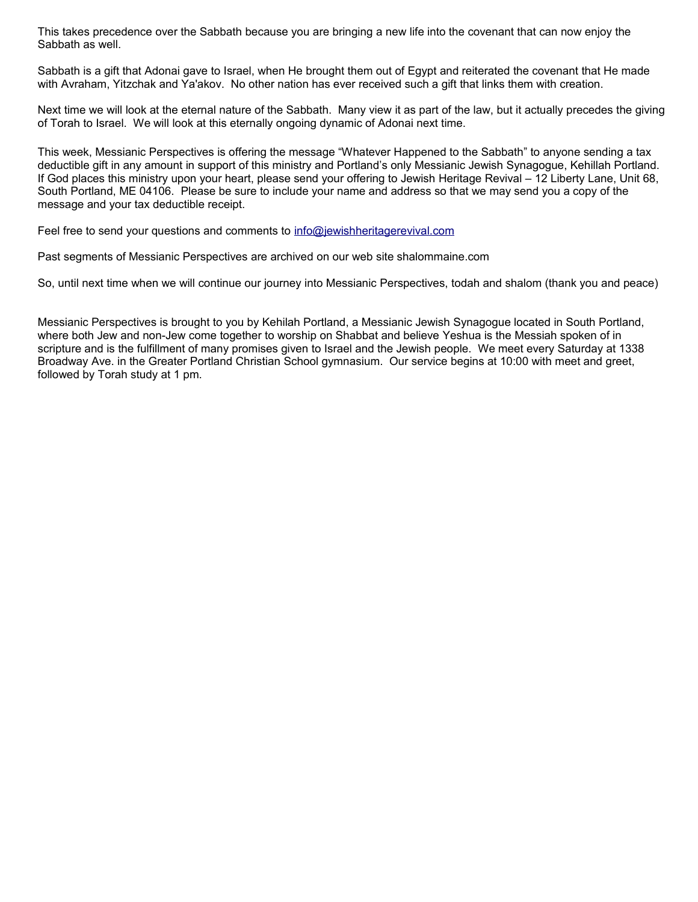This takes precedence over the Sabbath because you are bringing a new life into the covenant that can now enjoy the Sabbath as well.

Sabbath is a gift that Adonai gave to Israel, when He brought them out of Egypt and reiterated the covenant that He made with Avraham, Yitzchak and Ya'akov. No other nation has ever received such a gift that links them with creation.

Next time we will look at the eternal nature of the Sabbath. Many view it as part of the law, but it actually precedes the giving of Torah to Israel. We will look at this eternally ongoing dynamic of Adonai next time.

This week, Messianic Perspectives is offering the message "Whatever Happened to the Sabbath" to anyone sending a tax deductible gift in any amount in support of this ministry and Portland's only Messianic Jewish Synagogue, Kehillah Portland. If God places this ministry upon your heart, please send your offering to Jewish Heritage Revival – 12 Liberty Lane, Unit 68, South Portland, ME 04106. Please be sure to include your name and address so that we may send you a copy of the message and your tax deductible receipt.

Feel free to send your questions and comments to info@jewishheritagerevival.com

Past segments of Messianic Perspectives are archived on our web site shalommaine.com

So, until next time when we will continue our journey into Messianic Perspectives, todah and shalom (thank you and peace)

Messianic Perspectives is brought to you by Kehilah Portland, a Messianic Jewish Synagogue located in South Portland, where both Jew and non-Jew come together to worship on Shabbat and believe Yeshua is the Messiah spoken of in scripture and is the fulfillment of many promises given to Israel and the Jewish people. We meet every Saturday at 1338 Broadway Ave. in the Greater Portland Christian School gymnasium. Our service begins at 10:00 with meet and greet, followed by Torah study at 1 pm.